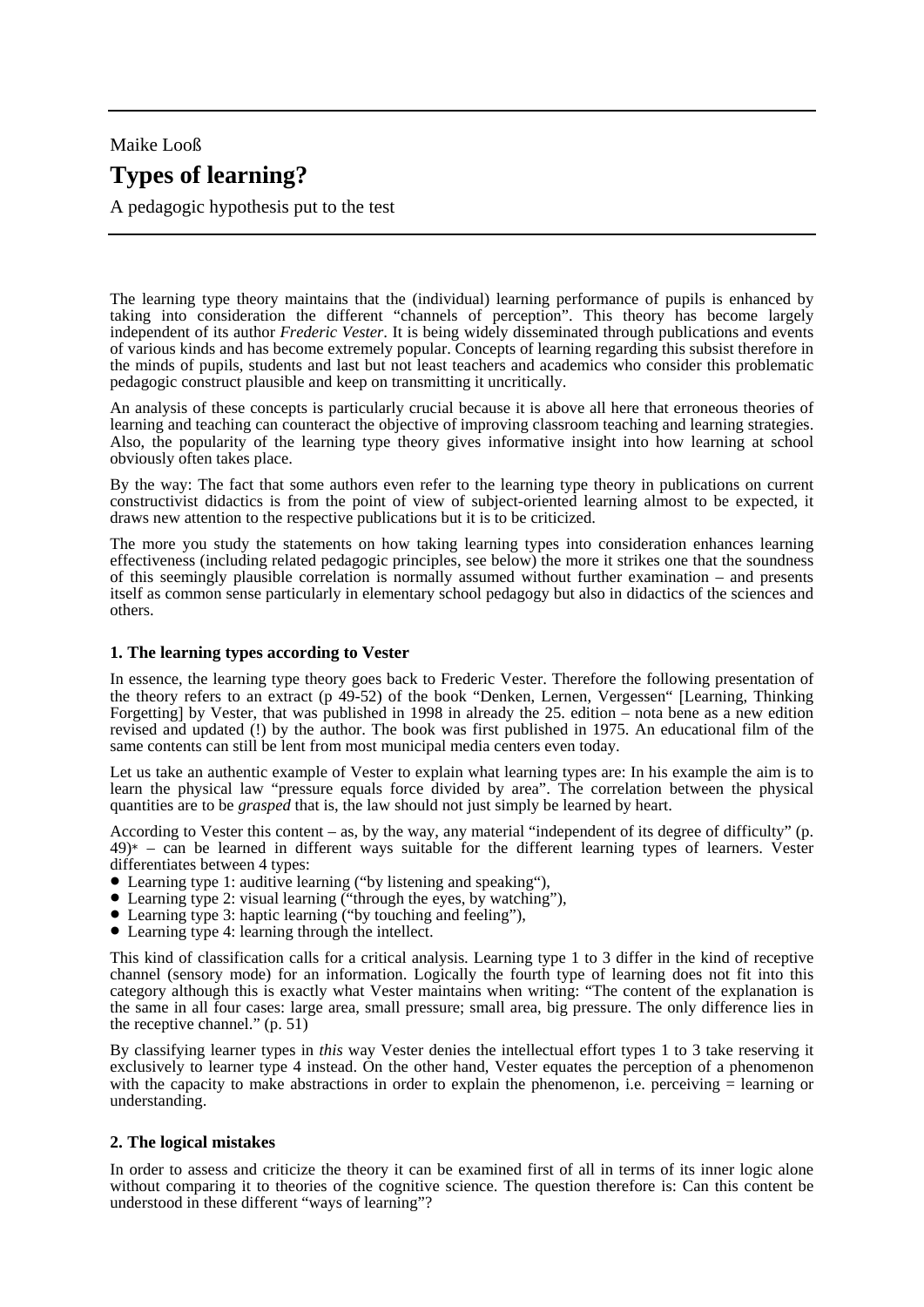Maike Looß

# Types of learning?

A pedagogic hypothesis put to the test

The learning type theory maintains that the (individual) learning performance of pupils is enhanced by taking into consideration the different "channels of perception". This theory has become largely independent of its author *Frederic Vester*. It is being widely disseminated through publications and events of various kinds and has become extremely popular. Concepts of learning regarding this subsist therefore in the minds of pupils, students and last but not least teachers and academics who consider this problematic pedagogic construct plausible and keep on transmitting it uncritically.

An analysis of these concepts is particularly crucial because it is above all here that erroneous theories of learning and teaching can counteract the objective of improving classroom teaching and learning strategies. Also, the popularity of the learning type theory gives informative insight into how learning at school obviously often takes place.

By the way: The fact that some authors even refer to the learning type theory in publications on current constructivist didactics is from the point of view of subject-oriented learning almost to be expected, it draws new attention to the respective publications but it is to be criticized.

The more you study the statements on how taking learning types into consideration enhances learning effectiveness (including related pedagogic principles, see below) the more it strikes one that the soundness of this seemingly plausible correlation is normally assumed without further examination – and presents itself as common sense particularly in elementary school pedagogy but also in didactics of the sciences and others.

### 1. The learning types according to Vester

In essence, the learning type theory goes back to Frederic Vester. Therefore the following presentation of the theory refers to an extract (p 49-52) of the book "Denken, Lernen, Vergessen" [Learning, Thinking Forgetting] by Vester, that was published in 1998 in already the 25. edition – nota bene as a new edition revised and updated (!) by the author. The book was first published in 1975. An educational film of the same contents can still be lent from most municipal media centers even today.

Let us take an authentic example of Vester to explain what learning types are: In his example the aim is to learn the physical law "pressure equals force divided by area". The correlation between the physical quantities are to be *grasped* that is, the law should not just simply be learned by heart.

According to Vester this content – as, by the way, any material "independent of its degree of difficulty" (p. 49)* – can be learned in different ways suitable for the different learning types of learners. Vester differentiates between 4 types:

- Learning type 1: auditive learning ("by listening and speaking"),
- Learning type 2: visual learning ("through the eyes, by watching"),
- Learning type 3: haptic learning ("by touching and feeling"),
- Learning type 4: learning through the intellect.

This kind of classification calls for a critical analysis. Learning type 1 to 3 differ in the kind of receptive channel (sensory mode) for an information. Logically the fourth type of learning does not fit into this category although this is exactly what Vester maintains when writing: "The content of the explanation is the same in all four cases: large area, small pressure; small area, big pressure. The only difference lies in the receptive channel." (p. 51)

By classifying learner types in *this* way Vester denies the intellectual effort types 1 to 3 take reserving it exclusively to learner type 4 instead. On the other hand, Vester equates the perception of a phenomenon with the capacity to make abstractions in order to explain the phenomenon, i.e. perceiving = learning or understanding.

### 2. The logical mistakes

In order to assess and criticize the theory it can be examined first of all in terms of its inner logic alone without comparing it to theories of the cognitive science. The question therefore is: Can this content be understood in these different "ways of learning"?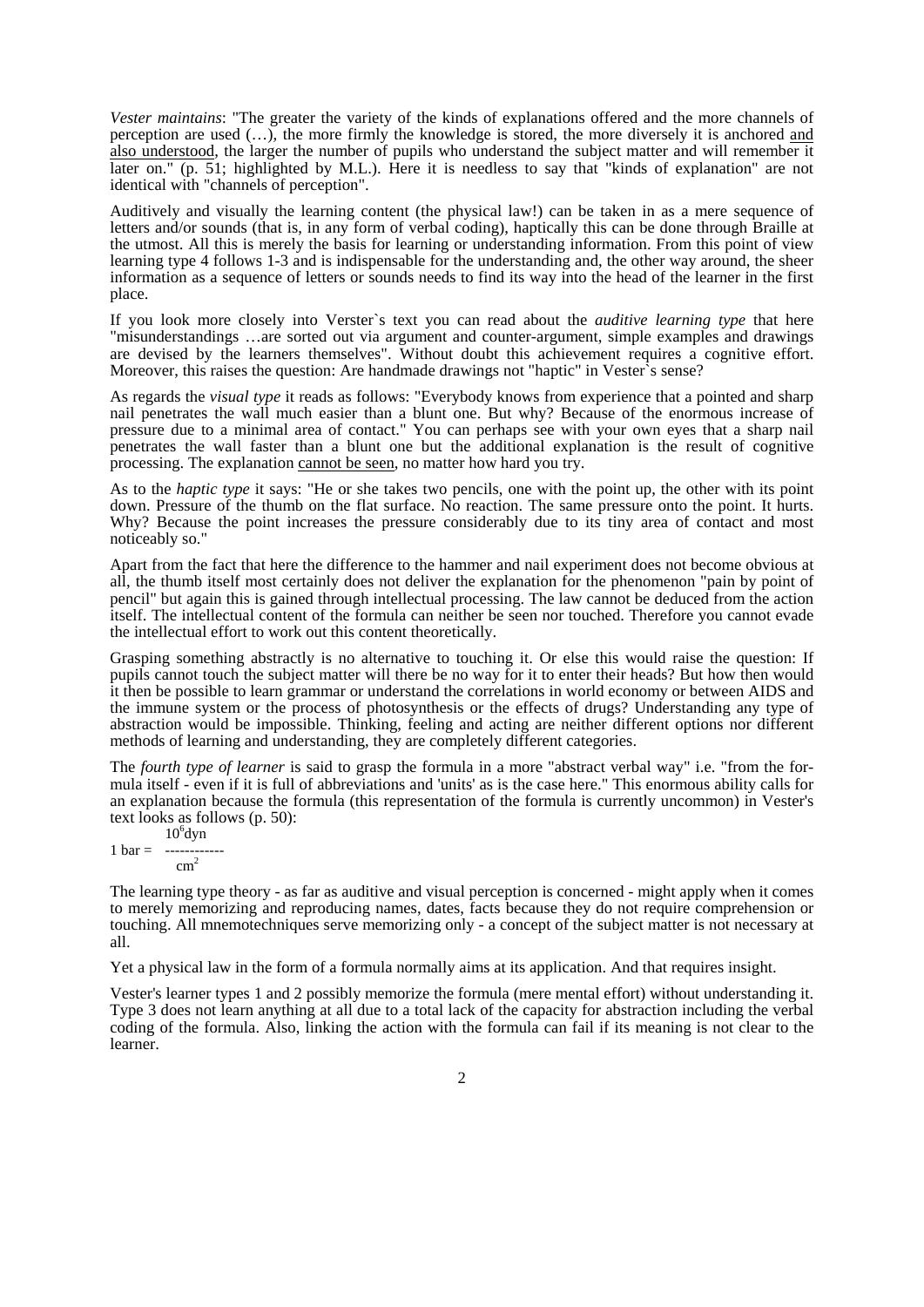*Vester maintains*: "The greater the variety of the kinds of explanations offered and the more channels of perception are used (…), the more firmly the knowledge is stored, the more diversely it is anchored <u>and also understood</u>, the larger the number of pupils who understand the subject matter and will remember it later on." (p. 51; highlighted by M.L.). Here it is needless to say that "kinds of explanation" are not identical with "channels of perception".

Auditively and visually the learning content (the physical law!) can be taken in as a mere sequence of letters and/or sounds (that is, in any form of verbal coding), haptically this can be done through Braille at the utmost. All this is merely the basis for learning or understanding information. From this point of view learning type 4 follows 1-3 and is indispensable for the understanding and, the other way around, the sheer information as a sequence of letters or sounds needs to find its way into the head of the learner in the first place.

If you look more closely into Verster`s text you can read about the *auditive learning type* that here "misunderstandings …are sorted out via argument and counter-argument, simple examples and drawings are devised by the learners themselves". Without doubt this achievement requires a cognitive effort. Moreover, this raises the question: Are handmade drawings not "haptic" in Vester`s sense?

As regards the *visual type* it reads as follows: "Everybody knows from experience that a pointed and sharp nail penetrates the wall much easier than a blunt one. But why? Because of the enormous increase of pressure due to a minimal area of contact." You can perhaps see with your own eyes that a sharp nail penetrates the wall faster than a blunt one but the additional explanation is the result of cognitive processing. The explanation <u>cannot be seen</u>, no matter how hard you try.

As to the *haptic type* it says: "He or she takes two pencils, one with the point up, the other with its point down. Pressure of the thumb on the flat surface. No reaction. The same pressure onto the point. It hurts. Why? Because the point increases the pressure considerably due to its tiny area of contact and most noticeably so."

Apart from the fact that here the difference to the hammer and nail experiment does not become obvious at all, the thumb itself most certainly does not deliver the explanation for the phenomenon "pain by point of pencil" but again this is gained through intellectual processing. The law cannot be deduced from the action itself. The intellectual content of the formula can neither be seen nor touched. Therefore you cannot evade the intellectual effort to work out this content theoretically.

Grasping something abstractly is no alternative to touching it. Or else this would raise the question: If pupils cannot touch the subject matter will there be no way for it to enter their heads? But how then would it then be possible to learn grammar or understand the correlations in world economy or between AIDS and the immune system or the process of photosynthesis or the effects of drugs? Understanding any type of abstraction would be impossible. Thinking, feeling and acting are neither different options nor different methods of learning and understanding, they are completely different categories.

The *fourth type of learner* is said to grasp the formula in a more "abstract verbal way" i.e. "from the formula itself - even if it is full of abbreviations and 'units' as is the case here." This enormous ability calls for an explanation because the formula (this representation of the formula is currently uncommon) in Vester's text looks as follows (p. 50):

$$1 \text{ bar} = \frac{10^6 \text{dyn}}{\text{cm}^2}$$

The learning type theory - as far as auditive and visual perception is concerned - might apply when it comes to merely memorizing and reproducing names, dates, facts because they do not require comprehension or touching. All mnemotechniques serve memorizing only - a concept of the subject matter is not necessary at all.

Yet a physical law in the form of a formula normally aims at its application. And that requires insight.

Vester's learner types 1 and 2 possibly memorize the formula (mere mental effort) without understanding it. Type 3 does not learn anything at all due to a total lack of the capacity for abstraction including the verbal coding of the formula. Also, linking the action with the formula can fail if its meaning is not clear to the learner.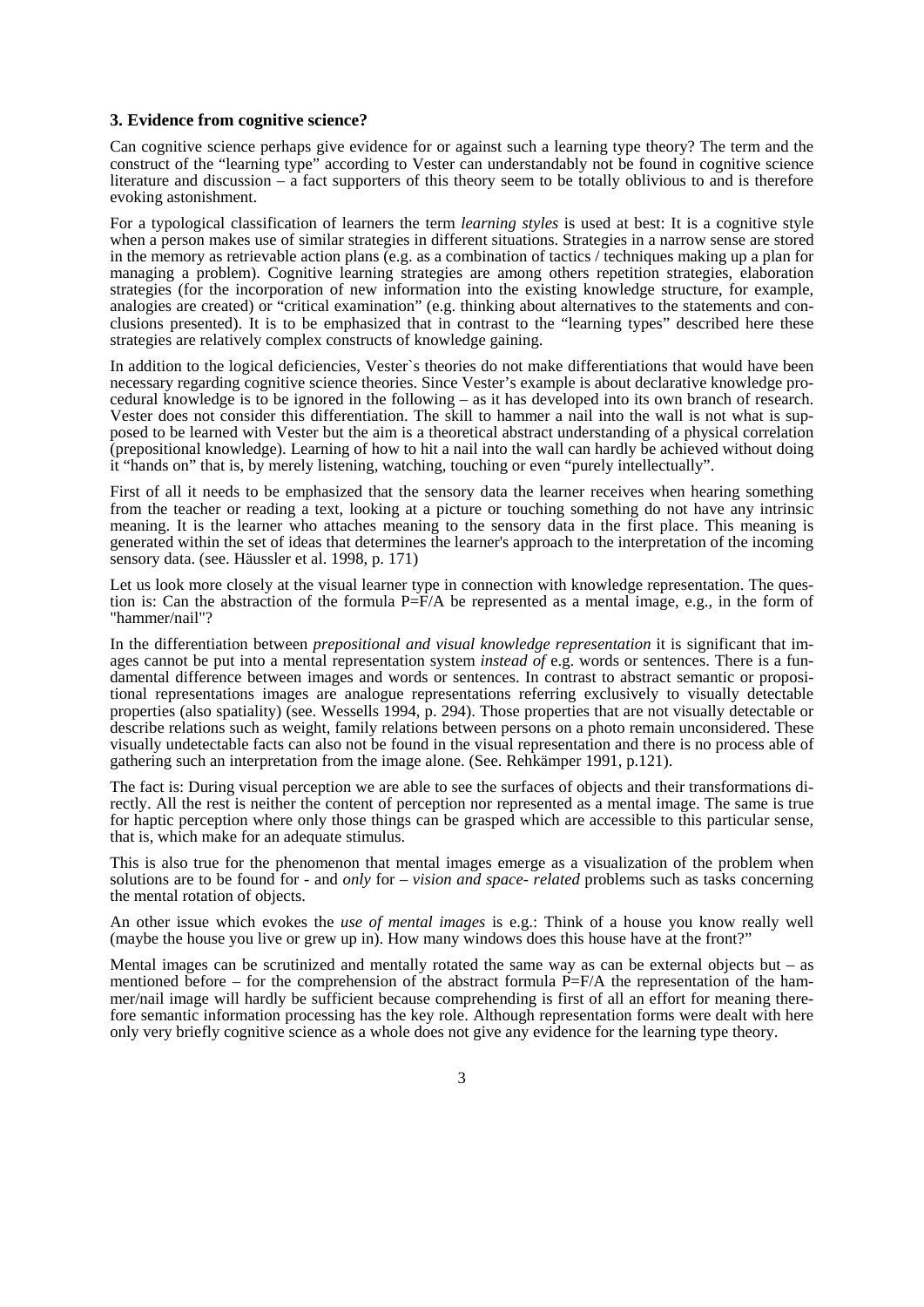### 3. Evidence from cognitive science?

Can cognitive science perhaps give evidence for or against such a learning type theory? The term and the construct of the "learning type" according to Vester can understandably not be found in cognitive science literature and discussion – a fact supporters of this theory seem to be totally oblivious to and is therefore evoking astonishment.

For a typological classification of learners the term *learning styles* is used at best: It is a cognitive style when a person makes use of similar strategies in different situations. Strategies in a narrow sense are stored in the memory as retrievable action plans (e.g. as a combination of tactics / techniques making up a plan for managing a problem). Cognitive learning strategies are among others repetition strategies, elaboration strategies (for the incorporation of new information into the existing knowledge structure, for example, analogies are created) or "critical examination" (e.g. thinking about alternatives to the statements and conclusions presented). It is to be emphasized that in contrast to the "learning types" described here these strategies are relatively complex constructs of knowledge gaining.

In addition to the logical deficiencies, Vester`s theories do not make differentiations that would have been necessary regarding cognitive science theories. Since Vester's example is about declarative knowledge procedural knowledge is to be ignored in the following – as it has developed into its own branch of research. Vester does not consider this differentiation. The skill to hammer a nail into the wall is not what is supposed to be learned with Vester but the aim is a theoretical abstract understanding of a physical correlation (prepositional knowledge). Learning of how to hit a nail into the wall can hardly be achieved without doing it "hands on" that is, by merely listening, watching, touching or even "purely intellectually".

First of all it needs to be emphasized that the sensory data the learner receives when hearing something from the teacher or reading a text, looking at a picture or touching something do not have any intrinsic meaning. It is the learner who attaches meaning to the sensory data in the first place. This meaning is generated within the set of ideas that determines the learner's approach to the interpretation of the incoming sensory data. (see. Häussler et al. 1998, p. 171)

Let us look more closely at the visual learner type in connection with knowledge representation. The question is: Can the abstraction of the formula P=F/A be represented as a mental image, e.g., in the form of "hammer/nail"?

In the differentiation between *prepositional and visual knowledge representation* it is significant that images cannot be put into a mental representation system *instead of* e.g. words or sentences. There is a fundamental difference between images and words or sentences. In contrast to abstract semantic or propositional representations images are analogue representations referring exclusively to visually detectable properties (also spatiality) (see. Wessells 1994, p. 294). Those properties that are not visually detectable or describe relations such as weight, family relations between persons on a photo remain unconsidered. These visually undetectable facts can also not be found in the visual representation and there is no process able of gathering such an interpretation from the image alone. (See. Rehkämper 1991, p.121).

The fact is: During visual perception we are able to see the surfaces of objects and their transformations directly. All the rest is neither the content of perception nor represented as a mental image. The same is true for haptic perception where only those things can be grasped which are accessible to this particular sense, that is, which make for an adequate stimulus.

This is also true for the phenomenon that mental images emerge as a visualization of the problem when solutions are to be found for - and *only* for – *vision and space- related* problems such as tasks concerning the mental rotation of objects.

An other issue which evokes the *use of mental images* is e.g.: Think of a house you know really well (maybe the house you live or grew up in). How many windows does this house have at the front?"

Mental images can be scrutinized and mentally rotated the same way as can be external objects but – as mentioned before – for the comprehension of the abstract formula P=F/A the representation of the hammer/nail image will hardly be sufficient because comprehending is first of all an effort for meaning therefore semantic information processing has the key role. Although representation forms were dealt with here only very briefly cognitive science as a whole does not give any evidence for the learning type theory.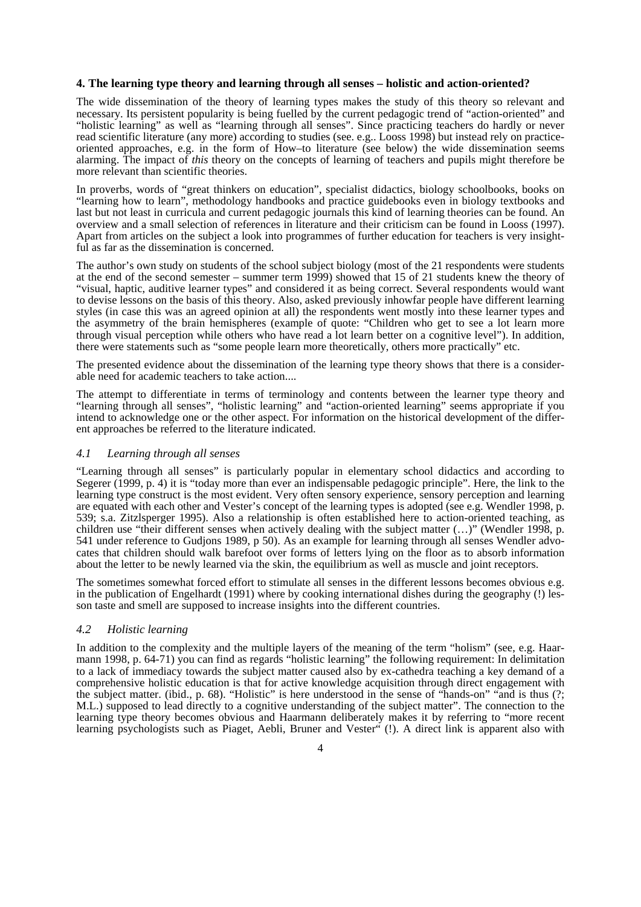## 4. The learning type theory and learning through all senses – holistic and action-oriented?

The wide dissemination of the theory of learning types makes the study of this theory so relevant and necessary. Its persistent popularity is being fuelled by the current pedagogic trend of "action-oriented" and "holistic learning" as well as "learning through all senses". Since practicing teachers do hardly or never read scientific literature (any more) according to studies (see. e.g.. Looss 1998) but instead rely on practice-oriented approaches, e.g. in the form of How–to literature (see below) the wide dissemination seems alarming. The impact of *this* theory on the concepts of learning of teachers and pupils might therefore be more relevant than scientific theories.

In proverbs, words of "great thinkers on education", specialist didactics, biology schoolbooks, books on "learning how to learn", methodology handbooks and practice guidebooks even in biology textbooks and last but not least in curricula and current pedagogic journals this kind of learning theories can be found. An overview and a small selection of references in literature and their criticism can be found in Looss (1997). Apart from articles on the subject a look into programmes of further education for teachers is very insightful as far as the dissemination is concerned.

The author's own study on students of the school subject biology (most of the 21 respondents were students at the end of the second semester – summer term 1999) showed that 15 of 21 students knew the theory of "visual, haptic, auditive learner types" and considered it as being correct. Several respondents would want to devise lessons on the basis of this theory. Also, asked previously inhowfar people have different learning styles (in case this was an agreed opinion at all) the respondents went mostly into these learner types and the asymmetry of the brain hemispheres (example of quote: "Children who get to see a lot learn more through visual perception while others who have read a lot learn better on a cognitive level"). In addition, there were statements such as "some people learn more theoretically, others more practically" etc.

The presented evidence about the dissemination of the learning type theory shows that there is a considerable need for academic teachers to take action....

The attempt to differentiate in terms of terminology and contents between the learner type theory and "learning through all senses", "holistic learning" and "action-oriented learning" seems appropriate if you intend to acknowledge one or the other aspect. For information on the historical development of the different approaches be referred to the literature indicated.

### *4.1 Learning through all senses*

"Learning through all senses" is particularly popular in elementary school didactics and according to Segerer (1999, p. 4) it is "today more than ever an indispensable pedagogic principle". Here, the link to the learning type construct is the most evident. Very often sensory experience, sensory perception and learning are equated with each other and Vester's concept of the learning types is adopted (see e.g. Wendler 1998, p. 539; s.a. Zitzlsperger 1995). Also a relationship is often established here to action-oriented teaching, as children use "their different senses when actively dealing with the subject matter (…)" (Wendler 1998, p. 541 under reference to Gudjons 1989, p 50). As an example for learning through all senses Wendler advocates that children should walk barefoot over forms of letters lying on the floor as to absorb information about the letter to be newly learned via the skin, the equilibrium as well as muscle and joint receptors.

The sometimes somewhat forced effort to stimulate all senses in the different lessons becomes obvious e.g. in the publication of Engelhardt (1991) where by cooking international dishes during the geography (!) lesson taste and smell are supposed to increase insights into the different countries.

### *4.2 Holistic learning*

In addition to the complexity and the multiple layers of the meaning of the term "holism" (see, e.g. Haarmann 1998, p. 64-71) you can find as regards "holistic learning" the following requirement: In delimitation to a lack of immediacy towards the subject matter caused also by ex-cathedra teaching a key demand of a comprehensive holistic education is that for active knowledge acquisition through direct engagement with the subject matter. (ibid., p. 68). "Holistic" is here understood in the sense of "hands-on" "and is thus (?; M.L.) supposed to lead directly to a cognitive understanding of the subject matter". The connection to the learning type theory becomes obvious and Haarmann deliberately makes it by referring to "more recent learning psychologists such as Piaget, Aebli, Bruner and Vester" (!). A direct link is apparent also with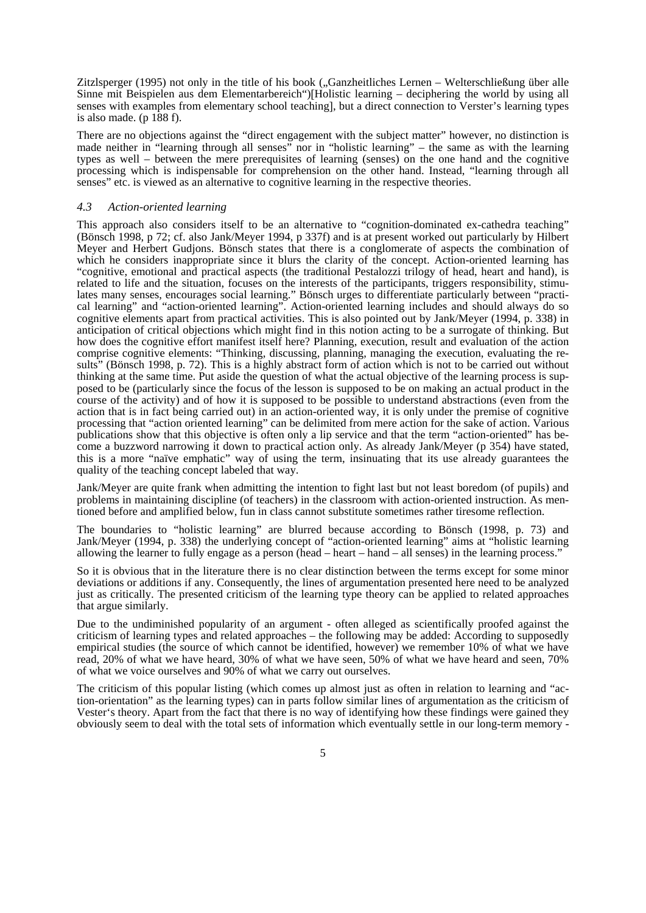Zitzlsperger (1995) not only in the title of his book („Ganzheitliches Lernen – Welterschließung über alle Sinne mit Beispielen aus dem Elementarbereich")[Holistic learning – deciphering the world by using all senses with examples from elementary school teaching], but a direct connection to Verster's learning types is also made. (p 188 f).

There are no objections against the "direct engagement with the subject matter" however, no distinction is made neither in "learning through all senses" nor in "holistic learning" – the same as with the learning types as well – between the mere prerequisites of learning (senses) on the one hand and the cognitive processing which is indispensable for comprehension on the other hand. Instead, "learning through all senses" etc. is viewed as an alternative to cognitive learning in the respective theories.

### *4.3 Action-oriented learning*

This approach also considers itself to be an alternative to "cognition-dominated ex-cathedra teaching" (Bönsch 1998, p 72; cf. also Jank/Meyer 1994, p 337f) and is at present worked out particularly by Hilbert Meyer and Herbert Gudjons. Bönsch states that there is a conglomerate of aspects the combination of which he considers inappropriate since it blurs the clarity of the concept. Action-oriented learning has "cognitive, emotional and practical aspects (the traditional Pestalozzi trilogy of head, heart and hand), is related to life and the situation, focuses on the interests of the participants, triggers responsibility, stimulates many senses, encourages social learning." Bönsch urges to differentiate particularly between "practical learning" and "action-oriented learning". Action-oriented learning includes and should always do so cognitive elements apart from practical activities. This is also pointed out by Jank/Meyer (1994, p. 338) in anticipation of critical objections which might find in this notion acting to be a surrogate of thinking. But how does the cognitive effort manifest itself here? Planning, execution, result and evaluation of the action comprise cognitive elements: "Thinking, discussing, planning, managing the execution, evaluating the results" (Bönsch 1998, p. 72). This is a highly abstract form of action which is not to be carried out without thinking at the same time. Put aside the question of what the actual objective of the learning process is supposed to be (particularly since the focus of the lesson is supposed to be on making an actual product in the course of the activity) and of how it is supposed to be possible to understand abstractions (even from the action that is in fact being carried out) in an action-oriented way, it is only under the premise of cognitive processing that "action oriented learning" can be delimited from mere action for the sake of action. Various publications show that this objective is often only a lip service and that the term "action-oriented" has become a buzzword narrowing it down to practical action only. As already Jank/Meyer (p 354) have stated, this is a more "naïve emphatic" way of using the term, insinuating that its use already guarantees the quality of the teaching concept labeled that way.

Jank/Meyer are quite frank when admitting the intention to fight last but not least boredom (of pupils) and problems in maintaining discipline (of teachers) in the classroom with action-oriented instruction. As mentioned before and amplified below, fun in class cannot substitute sometimes rather tiresome reflection.

The boundaries to "holistic learning" are blurred because according to Bönsch (1998, p. 73) and Jank/Meyer (1994, p. 338) the underlying concept of "action-oriented learning" aims at "holistic learning allowing the learner to fully engage as a person (head – heart – hand – all senses) in the learning process."

So it is obvious that in the literature there is no clear distinction between the terms except for some minor deviations or additions if any. Consequently, the lines of argumentation presented here need to be analyzed just as critically. The presented criticism of the learning type theory can be applied to related approaches that argue similarly.

Due to the undiminished popularity of an argument - often alleged as scientifically proofed against the criticism of learning types and related approaches – the following may be added: According to supposedly empirical studies (the source of which cannot be identified, however) we remember 10% of what we have read, 20% of what we have heard, 30% of what we have seen, 50% of what we have heard and seen, 70% of what we voice ourselves and 90% of what we carry out ourselves.

The criticism of this popular listing (which comes up almost just as often in relation to learning and "action-orientation" as the learning types) can in parts follow similar lines of argumentation as the criticism of Vester's theory. Apart from the fact that there is no way of identifying how these findings were gained they obviously seem to deal with the total sets of information which eventually settle in our long-term memory -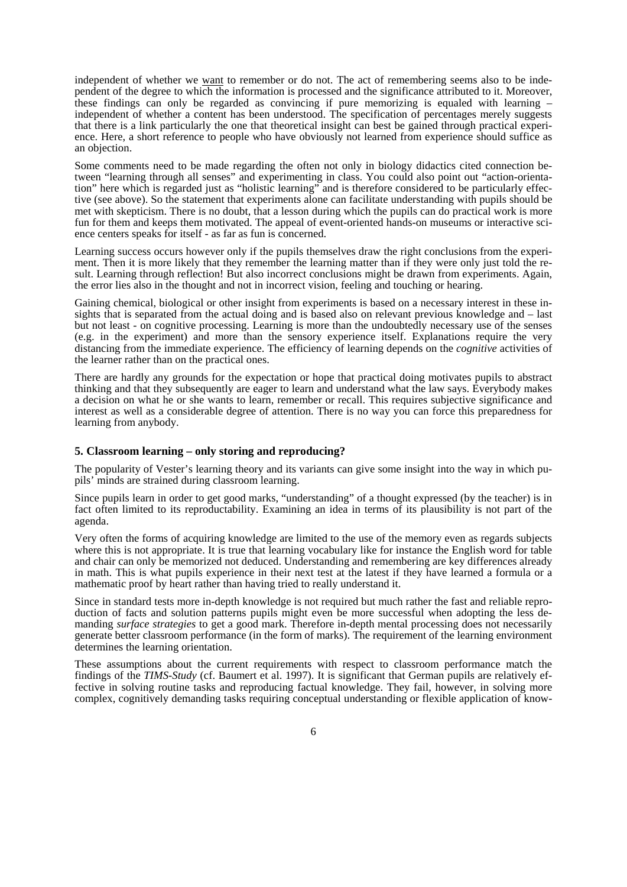independent of whether we want to remember or do not. The act of remembering seems also to be independent of the degree to which the information is processed and the significance attributed to it. Moreover, these findings can only be regarded as convincing if pure memorizing is equaled with learning – independent of whether a content has been understood. The specification of percentages merely suggests that there is a link particularly the one that theoretical insight can best be gained through practical experience. Here, a short reference to people who have obviously not learned from experience should suffice as an objection.

Some comments need to be made regarding the often not only in biology didactics cited connection between "learning through all senses" and experimenting in class. You could also point out "action-orientation" here which is regarded just as "holistic learning" and is therefore considered to be particularly effective (see above). So the statement that experiments alone can facilitate understanding with pupils should be met with skepticism. There is no doubt, that a lesson during which the pupils can do practical work is more fun for them and keeps them motivated. The appeal of event-oriented hands-on museums or interactive science centers speaks for itself - as far as fun is concerned.

Learning success occurs however only if the pupils themselves draw the right conclusions from the experiment. Then it is more likely that they remember the learning matter than if they were only just told the result. Learning through reflection! But also incorrect conclusions might be drawn from experiments. Again, the error lies also in the thought and not in incorrect vision, feeling and touching or hearing.

Gaining chemical, biological or other insight from experiments is based on a necessary interest in these insights that is separated from the actual doing and is based also on relevant previous knowledge and – last but not least - on cognitive processing. Learning is more than the undoubtedly necessary use of the senses (e.g. in the experiment) and more than the sensory experience itself. Explanations require the very distancing from the immediate experience. The efficiency of learning depends on the *cognitive* activities of the learner rather than on the practical ones.

There are hardly any grounds for the expectation or hope that practical doing motivates pupils to abstract thinking and that they subsequently are eager to learn and understand what the law says. Everybody makes a decision on what he or she wants to learn, remember or recall. This requires subjective significance and interest as well as a considerable degree of attention. There is no way you can force this preparedness for learning from anybody.

### 5. Classroom learning – only storing and reproducing?

The popularity of Vester's learning theory and its variants can give some insight into the way in which pupils' minds are strained during classroom learning.

Since pupils learn in order to get good marks, "understanding" of a thought expressed (by the teacher) is in fact often limited to its reproductability. Examining an idea in terms of its plausibility is not part of the agenda.

Very often the forms of acquiring knowledge are limited to the use of the memory even as regards subjects where this is not appropriate. It is true that learning vocabulary like for instance the English word for table and chair can only be memorized not deduced. Understanding and remembering are key differences already in math. This is what pupils experience in their next test at the latest if they have learned a formula or a mathematic proof by heart rather than having tried to really understand it.

Since in standard tests more in-depth knowledge is not required but much rather the fast and reliable reproduction of facts and solution patterns pupils might even be more successful when adopting the less demanding *surface strategies* to get a good mark. Therefore in-depth mental processing does not necessarily generate better classroom performance (in the form of marks). The requirement of the learning environment determines the learning orientation.

These assumptions about the current requirements with respect to classroom performance match the findings of the *TIMS-Study* (cf. Baumert et al. 1997). It is significant that German pupils are relatively effective in solving routine tasks and reproducing factual knowledge. They fail, however, in solving more complex, cognitively demanding tasks requiring conceptual understanding or flexible application of know-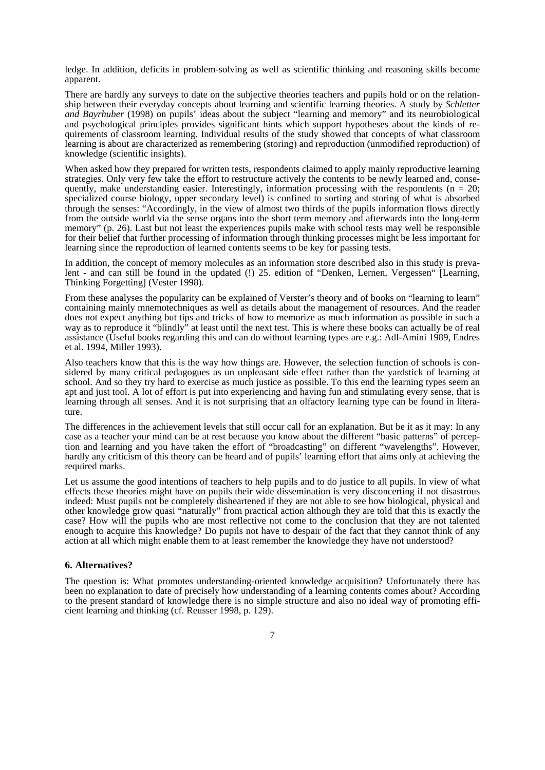ledge. In addition, deficits in problem-solving as well as scientific thinking and reasoning skills become apparent.

There are hardly any surveys to date on the subjective theories teachers and pupils hold or on the relationship between their everyday concepts about learning and scientific learning theories. A study by *Schletter and Bayrhuber* (1998) on pupils' ideas about the subject "learning and memory" and its neurobiological and psychological principles provides significant hints which support hypotheses about the kinds of requirements of classroom learning. Individual results of the study showed that concepts of what classroom learning is about are characterized as remembering (storing) and reproduction (unmodified reproduction) of knowledge (scientific insights).

When asked how they prepared for written tests, respondents claimed to apply mainly reproductive learning strategies. Only very few take the effort to restructure actively the contents to be newly learned and, consequently, make understanding easier. Interestingly, information processing with the respondents ($n = 20$; specialized course biology, upper secondary level) is confined to sorting and storing of what is absorbed through the senses: "Accordingly, in the view of almost two thirds of the pupils information flows directly from the outside world via the sense organs into the short term memory and afterwards into the long-term memory" (p. 26). Last but not least the experiences pupils make with school tests may well be responsible for their belief that further processing of information through thinking processes might be less important for learning since the reproduction of learned contents seems to be key for passing tests.

In addition, the concept of memory molecules as an information store described also in this study is prevalent - and can still be found in the updated (!) 25. edition of "Denken, Lernen, Vergessen" [Learning, Thinking Forgetting] (Vester 1998).

From these analyses the popularity can be explained of Verster's theory and of books on "learning to learn" containing mainly mnemotechniques as well as details about the management of resources. And the reader does not expect anything but tips and tricks of how to memorize as much information as possible in such a way as to reproduce it "blindly" at least until the next test. This is where these books can actually be of real assistance (Useful books regarding this and can do without learning types are e.g.: Adl-Amini 1989, Endres et al. 1994, Miller 1993).

Also teachers know that this is the way how things are. However, the selection function of schools is considered by many critical pedagogues as un unpleasant side effect rather than the yardstick of learning at school. And so they try hard to exercise as much justice as possible. To this end the learning types seem an apt and just tool. A lot of effort is put into experiencing and having fun and stimulating every sense, that is learning through all senses. And it is not surprising that an olfactory learning type can be found in literature.

The differences in the achievement levels that still occur call for an explanation. But be it as it may: In any case as a teacher your mind can be at rest because you know about the different "basic patterns" of perception and learning and you have taken the effort of "broadcasting" on different "wavelengths". However, hardly any criticism of this theory can be heard and of pupils' learning effort that aims only at achieving the required marks.

Let us assume the good intentions of teachers to help pupils and to do justice to all pupils. In view of what effects these theories might have on pupils their wide dissemination is very disconcerting if not disastrous indeed: Must pupils not be completely disheartened if they are not able to see how biological, physical and other knowledge grow quasi "naturally" from practical action although they are told that this is exactly the case? How will the pupils who are most reflective not come to the conclusion that they are not talented enough to acquire this knowledge? Do pupils not have to despair of the fact that they cannot think of any action at all which might enable them to at least remember the knowledge they have not understood?

## 6. Alternatives?

The question is: What promotes understanding-oriented knowledge acquisition? Unfortunately there has been no explanation to date of precisely how understanding of a learning contents comes about? According to the present standard of knowledge there is no simple structure and also no ideal way of promoting efficient learning and thinking (cf. Reusser 1998, p. 129).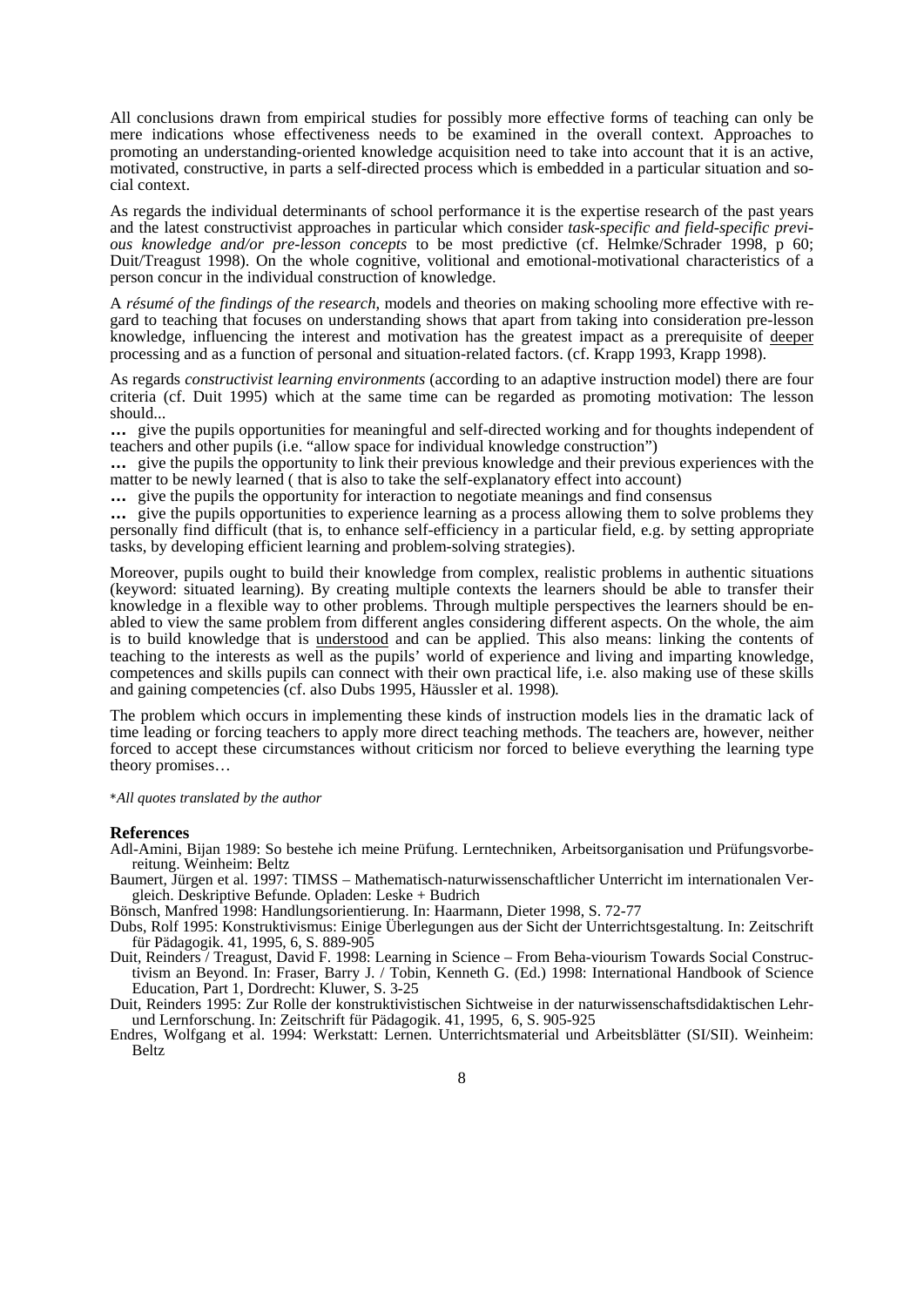All conclusions drawn from empirical studies for possibly more effective forms of teaching can only be mere indications whose effectiveness needs to be examined in the overall context. Approaches to promoting an understanding-oriented knowledge acquisition need to take into account that it is an active, motivated, constructive, in parts a self-directed process which is embedded in a particular situation and social context.

As regards the individual determinants of school performance it is the expertise research of the past years and the latest constructivist approaches in particular which consider *task-specific and field-specific previous knowledge and/or pre-lesson concepts* to be most predictive (cf. Helmke/Schrader 1998, p 60; Duit/Treagust 1998). On the whole cognitive, volitional and emotional-motivational characteristics of a person concur in the individual construction of knowledge.

A *résumé of the findings of the research*, models and theories on making schooling more effective with regard to teaching that focuses on understanding shows that apart from taking into consideration pre-lesson knowledge, influencing the interest and motivation has the greatest impact as a prerequisite of <u>deeper</u> processing and as a function of personal and situation-related factors. (cf. Krapp 1993, Krapp 1998).

As regards *constructivist learning environments* (according to an adaptive instruction model) there are four criteria (cf. Duit 1995) which at the same time can be regarded as promoting motivation: The lesson should...

**…** give the pupils opportunities for meaningful and self-directed working and for thoughts independent of teachers and other pupils (i.e. "allow space for individual knowledge construction")

**…** give the pupils the opportunity to link their previous knowledge and their previous experiences with the matter to be newly learned ( that is also to take the self-explanatory effect into account)

**…** give the pupils the opportunity for interaction to negotiate meanings and find consensus

**…** give the pupils opportunities to experience learning as a process allowing them to solve problems they personally find difficult (that is, to enhance self-efficiency in a particular field, e.g. by setting appropriate tasks, by developing efficient learning and problem-solving strategies).

Moreover, pupils ought to build their knowledge from complex, realistic problems in authentic situations (keyword: situated learning). By creating multiple contexts the learners should be able to transfer their knowledge in a flexible way to other problems. Through multiple perspectives the learners should be enabled to view the same problem from different angles considering different aspects. On the whole, the aim is to build knowledge that is <u>understood</u> and can be applied. This also means: linking the contents of teaching to the interests as well as the pupils' world of experience and living and imparting knowledge, competences and skills pupils can connect with their own practical life, i.e. also making use of these skills and gaining competencies (cf. also Dubs 1995, Häussler et al. 1998).

The problem which occurs in implementing these kinds of instruction models lies in the dramatic lack of time leading or forcing teachers to apply more direct teaching methods. The teachers are, however, neither forced to accept these circumstances without criticism nor forced to believe everything the learning type theory promises…

\**All quotes translated by the author*

## References

Adl-Amini, Bijan 1989: So bestehe ich meine Prüfung. Lerntechniken, Arbeitsorganisation und Prüfungsvorbereitung. Weinheim: Beltz

Baumert, Jürgen et al. 1997: TIMSS – Mathematisch-naturwissenschaftlicher Unterricht im internationalen Vergleich. Deskriptive Befunde. Opladen: Leske + Budrich

Bönsch, Manfred 1998: Handlungsorientierung. In: Haarmann, Dieter 1998, S. 72-77

Dubs, Rolf 1995: Konstruktivismus: Einige Überlegungen aus der Sicht der Unterrichtsgestaltung. In: Zeitschrift für Pädagogik. 41, 1995, 6, S. 889-905

Duit, Reinders / Treagust, David F. 1998: Learning in Science – From Beha-viourism Towards Social Constructivism an Beyond. In: Fraser, Barry J. / Tobin, Kenneth G. (Ed.) 1998: International Handbook of Science Education, Part 1, Dordrecht: Kluwer, S. 3-25

Duit, Reinders 1995: Zur Rolle der konstruktivistischen Sichtweise in der naturwissenschaftsdidaktischen Lehr- und Lernforschung. In: Zeitschrift für Pädagogik. 41, 1995, 6, S. 905-925

Endres, Wolfgang et al. 1994: Werkstatt: Lernen. Unterrichtsmaterial und Arbeitsblätter (SI/SII). Weinheim: Beltz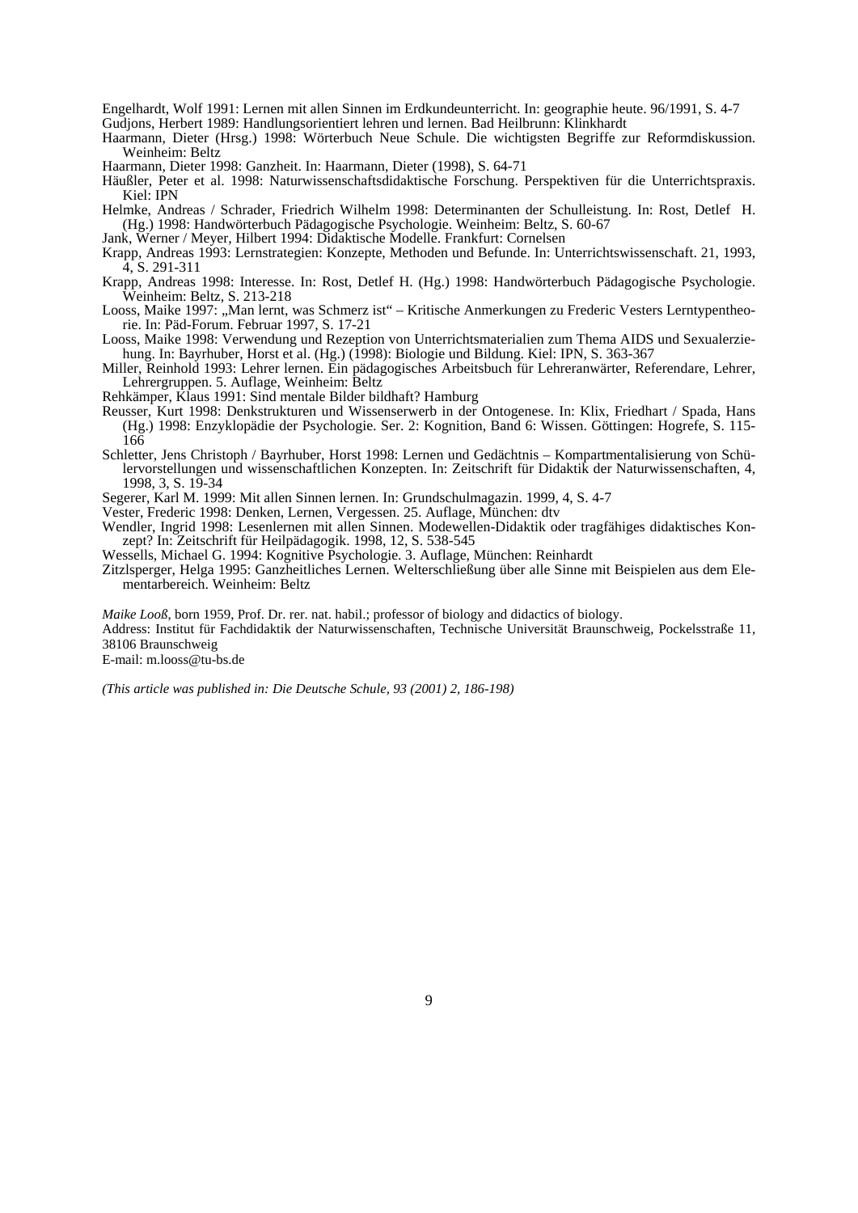Engelhardt, Wolf 1991: Lernen mit allen Sinnen im Erdkundeunterricht. In: geographie heute. 96/1991, S. 4-7

Gudjons, Herbert 1989: Handlungsorientiert lehren und lernen. Bad Heilbrunn: Klinkhardt

Haarmann, Dieter (Hrsg.) 1998: Wörterbuch Neue Schule. Die wichtigsten Begriffe zur Reformdiskussion. Weinheim: Beltz

Haarmann, Dieter 1998: Ganzheit. In: Haarmann, Dieter (1998), S. 64-71

Häußler, Peter et al. 1998: Naturwissenschaftsdidaktische Forschung. Perspektiven für die Unterrichtspraxis. Kiel: IPN

Helmke, Andreas / Schrader, Friedrich Wilhelm 1998: Determinanten der Schulleistung. In: Rost, Detlef H. (Hg.) 1998: Handwörterbuch Pädagogische Psychologie. Weinheim: Beltz, S. 60-67

Jank, Werner / Meyer, Hilbert 1994: Didaktische Modelle. Frankfurt: Cornelsen

Krapp, Andreas 1993: Lernstrategien: Konzepte, Methoden und Befunde. In: Unterrichtswissenschaft. 21, 1993, 4, S. 291-311

Krapp, Andreas 1998: Interesse. In: Rost, Detlef H. (Hg.) 1998: Handwörterbuch Pädagogische Psychologie. Weinheim: Beltz, S. 213-218

Looss, Maike 1997: „Man lernt, was Schmerz ist" – Kritische Anmerkungen zu Frederic Vesters Lerntypentheorie. In: Päd-Forum. Februar 1997, S. 17-21

Looss, Maike 1998: Verwendung und Rezeption von Unterrichtsmaterialien zum Thema AIDS und Sexualerziehung. In: Bayrhuber, Horst et al. (Hg.) (1998): Biologie und Bildung. Kiel: IPN, S. 363-367

Miller, Reinhold 1993: Lehrer lernen. Ein pädagogisches Arbeitsbuch für Lehreranwärter, Referendare, Lehrer, Lehrergruppen. 5. Auflage, Weinheim: Beltz

Rehkämper, Klaus 1991: Sind mentale Bilder bildhaft? Hamburg

Reusser, Kurt 1998: Denkstrukturen und Wissenserwerb in der Ontogenese. In: Klix, Friedhart / Spada, Hans (Hg.) 1998: Enzyklopädie der Psychologie. Ser. 2: Kognition, Band 6: Wissen. Göttingen: Hogrefe, S. 115-166

Schletter, Jens Christoph / Bayrhuber, Horst 1998: Lernen und Gedächtnis – Kompartmentalisierung von Schülervorstellungen und wissenschaftlichen Konzepten. In: Zeitschrift für Didaktik der Naturwissenschaften, 4, 1998, 3, S. 19-34

Segerer, Karl M. 1999: Mit allen Sinnen lernen. In: Grundschulmagazin. 1999, 4, S. 4-7

Vester, Frederic 1998: Denken, Lernen, Vergessen. 25. Auflage, München: dtv

Wendler, Ingrid 1998: Lesenlernen mit allen Sinnen. Modewellen-Didaktik oder tragfähiges didaktisches Konzept? In: Zeitschrift für Heilpädagogik. 1998, 12, S. 538-545

Wessells, Michael G. 1994: Kognitive Psychologie. 3. Auflage, München: Reinhardt

Zitzlsperger, Helga 1995: Ganzheitliches Lernen. Welterschließung über alle Sinne mit Beispielen aus dem Elementarbereich. Weinheim: Beltz

*Maike Looß*, born 1959, Prof. Dr. rer. nat. habil.; professor of biology and didactics of biology.

Address: Institut für Fachdidaktik der Naturwissenschaften, Technische Universität Braunschweig, Pockelsstraße 11, 38106 Braunschweig

E-mail: m.looss@tu-bs.de

*(This article was published in: Die Deutsche Schule, 93 (2001) 2, 186-198)*